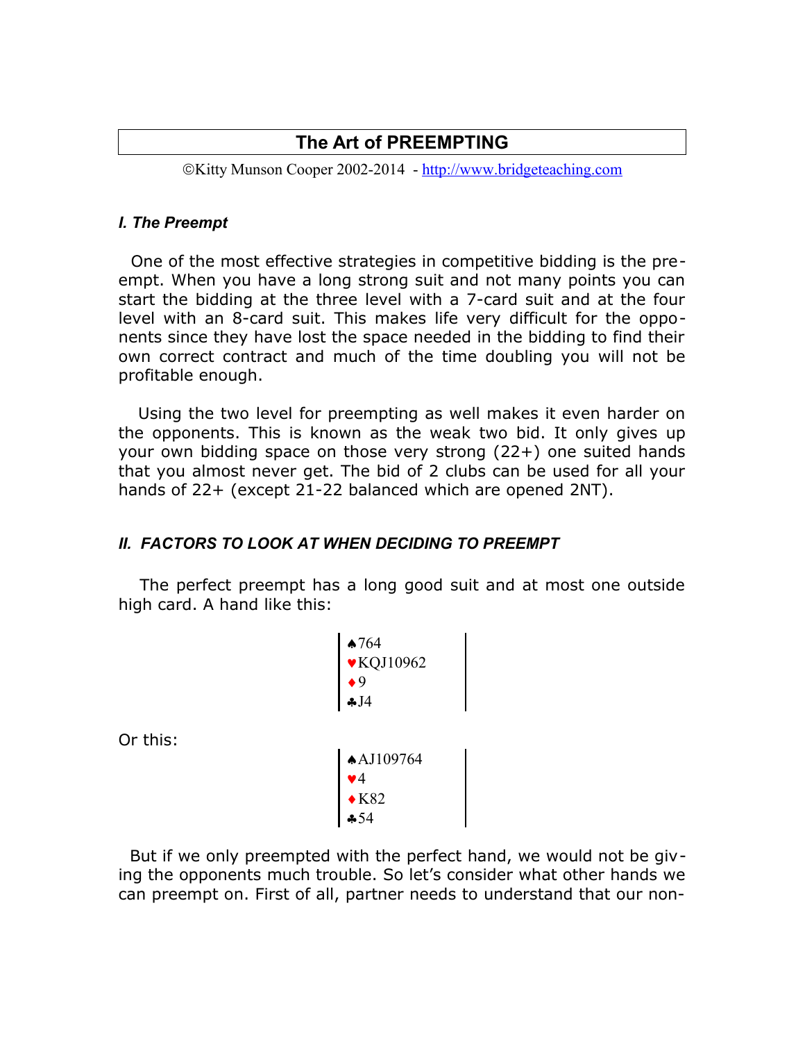# The Art of PREEMPTING

©Kitty Munson Cooper 2002-2014 - http://www.bridgeteaching.com

### *I. The Preempt*

One of the most effective strategies in competitive bidding is the preempt. When you have a long strong suit and not many points you can start the bidding at the three level with a 7-card suit and at the four level with an 8-card suit. This makes life very difficult for the opponents since they have lost the space needed in the bidding to find their own correct contract and much of the time doubling you will not be profitable enough.

Using the two level for preempting as well makes it even harder on the opponents. This is known as the weak two bid. It only gives up your own bidding space on those very strong (22+) one suited hands that you almost never get. The bid of 2 clubs can be used for all your hands of 22+ (except 21-22 balanced which are opened 2NT).

### *II. FACTORS TO LOOK AT WHEN DECIDING TO PREEMPT*

The perfect preempt has a long good suit and at most one outside high card. A hand like this:

♠764
♥KQJ10962
♦9
♣J4

Or this:

♠AJ109764
♥4
♦K82
♣54

But if we only preempted with the perfect hand, we would not be giving the opponents much trouble. So let's consider what other hands we can preempt on. First of all, partner needs to understand that our non-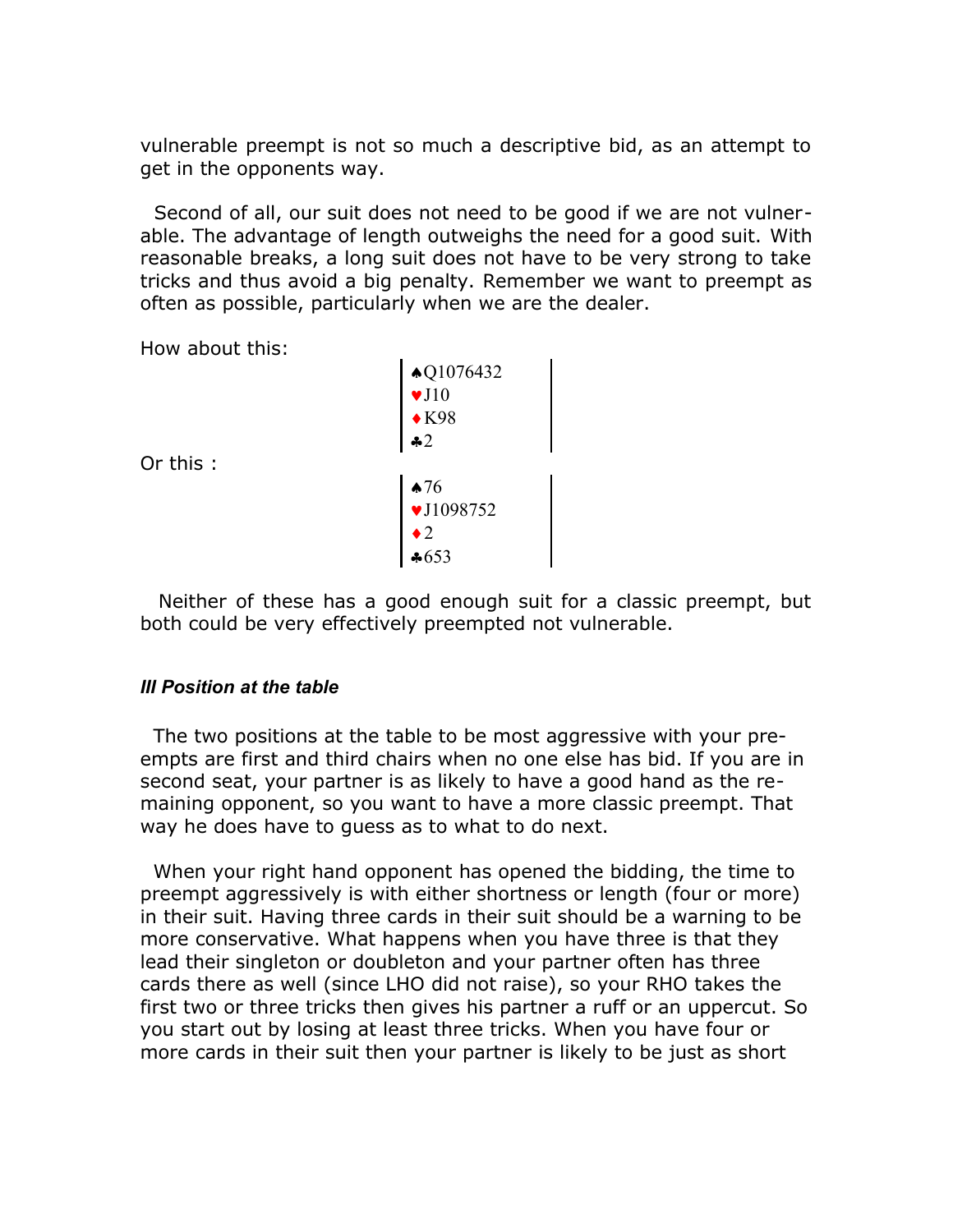vulnerable preempt is not so much a descriptive bid, as an attempt to get in the opponents way.

Second of all, our suit does not need to be good if we are not vulnerable. The advantage of length outweighs the need for a good suit. With reasonable breaks, a long suit does not have to be very strong to take tricks and thus avoid a big penalty. Remember we want to preempt as often as possible, particularly when we are the dealer.

How about this:

♠Q1076432
♥J10
♦K98
♣2

Or this :

♠76
♥J1098752
♦2
♣653

Neither of these has a good enough suit for a classic preempt, but both could be very effectively preempted not vulnerable.

***III Position at the table***

The two positions at the table to be most aggressive with your preempts are first and third chairs when no one else has bid. If you are in second seat, your partner is as likely to have a good hand as the remaining opponent, so you want to have a more classic preempt. That way he does have to guess as to what to do next.

When your right hand opponent has opened the bidding, the time to preempt aggressively is with either shortness or length (four or more) in their suit. Having three cards in their suit should be a warning to be more conservative. What happens when you have three is that they lead their singleton or doubleton and your partner often has three cards there as well (since LHO did not raise), so your RHO takes the first two or three tricks then gives his partner a ruff or an uppercut. So you start out by losing at least three tricks. When you have four or more cards in their suit then your partner is likely to be just as short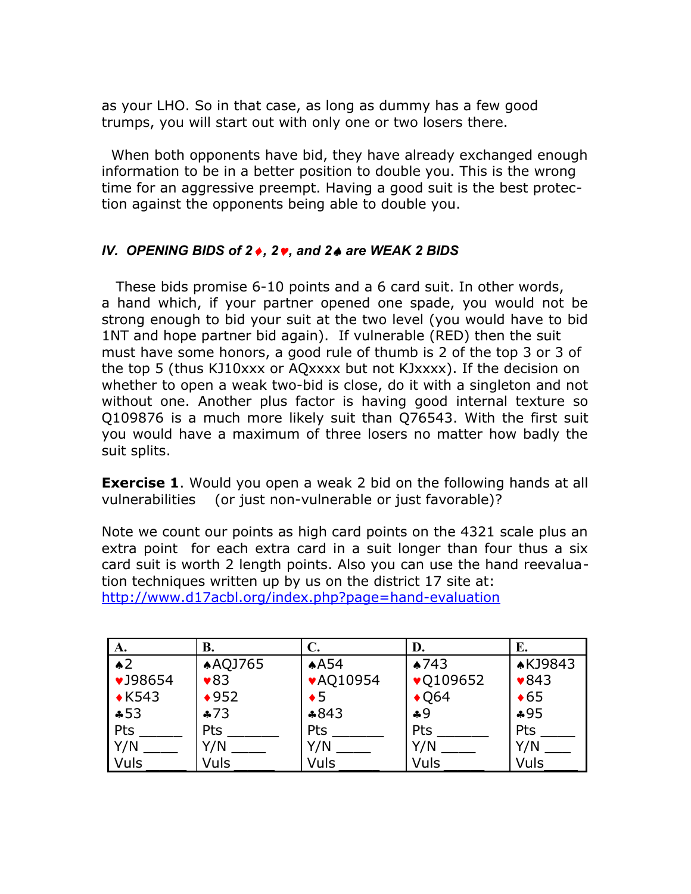as your LHO. So in that case, as long as dummy has a few good trumps, you will start out with only one or two losers there.

When both opponents have bid, they have already exchanged enough information to be in a better position to double you. This is the wrong time for an aggressive preempt. Having a good suit is the best protection against the opponents being able to double you.

### *IV. OPENING BIDS of 2♦, 2♥, and 2♠ are WEAK 2 BIDS*

These bids promise 6-10 points and a 6 card suit. In other words, a hand which, if your partner opened one spade, you would not be strong enough to bid your suit at the two level (you would have to bid 1NT and hope partner bid again). If vulnerable (RED) then the suit must have some honors, a good rule of thumb is 2 of the top 3 or 3 of the top 5 (thus KJ10xxx or AQxxxx but not KJxxxx). If the decision on whether to open a weak two-bid is close, do it with a singleton and not without one. Another plus factor is having good internal texture so Q109876 is a much more likely suit than Q76543. With the first suit you would have a maximum of three losers no matter how badly the suit splits.

**Exercise 1**. Would you open a weak 2 bid on the following hands at all vulnerabilities (or just non-vulnerable or just favorable)?

Note we count our points as high card points on the 4321 scale plus an extra point for each extra card in a suit longer than four thus a six card suit is worth 2 length points. Also you can use the hand reevaluation techniques written up by us on the district 17 site at: http://www.d17acbl.org/index.php?page=hand-evaluation

| A. | B. | C. | D. | E. |
|---|---|---|---|---|
| ♠2 | ♠AQJ765 | ♠A54 | ♠743 | ♠KJ9843 |
| ♥J98654 | ♥83 | ♥AQ10954 | ♥Q109652 | ♥843 |
| ♦K543 | ♦952 | ♦5 | ♦Q64 | ♦65 |
| ♣53 | ♣73 | ♣843 | ♣9 | ♣95 |
| Pts ______ | Pts _______ | Pts _______ | Pts _______ | Pts _____ |
| Y/N _____ | Y/N _____ | Y/N _____ | Y/N _____ | Y/N ____ |
| Vuls ______ | Vuls ______ | Vuls ______ | Vuls ______ | Vuls _____ |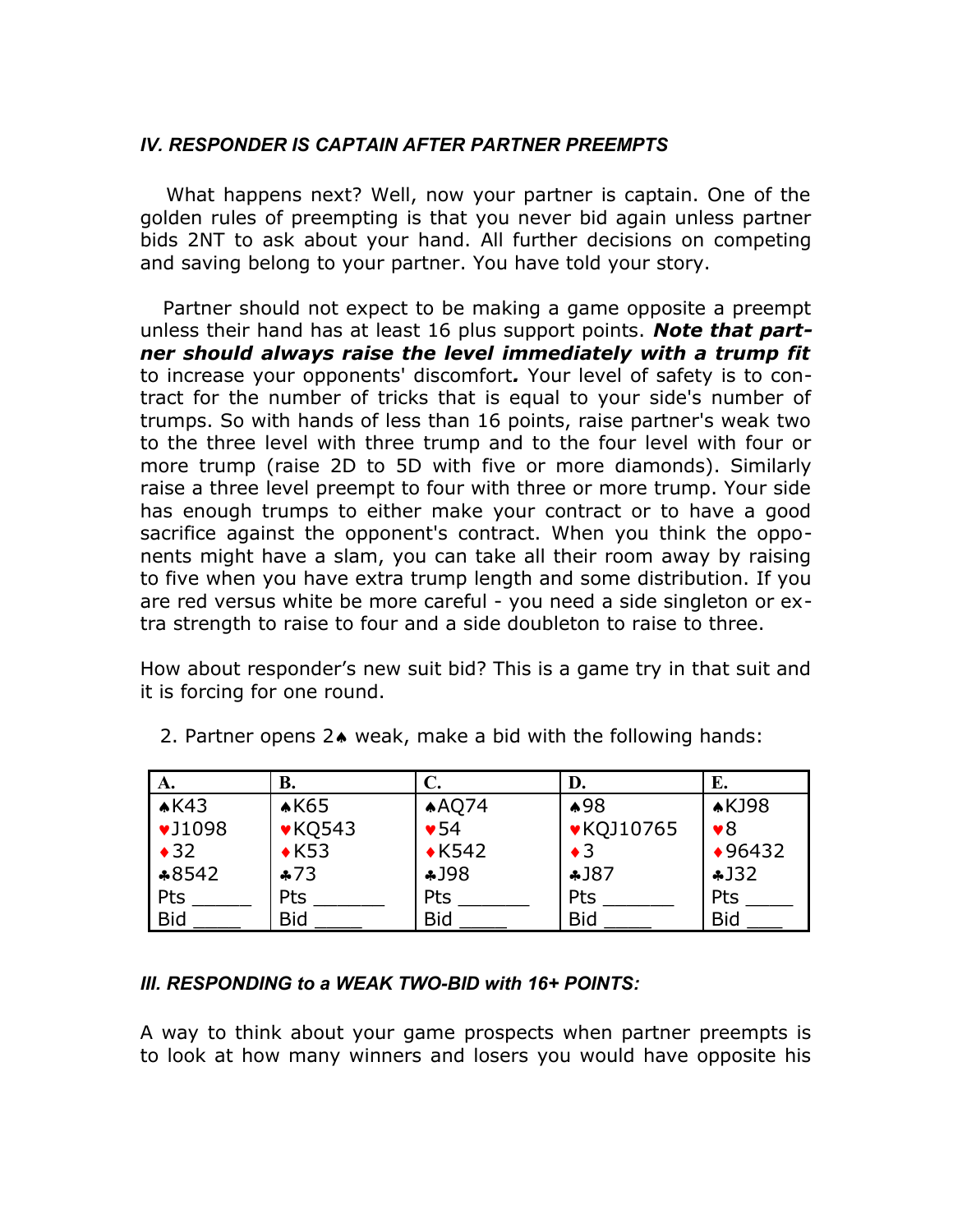### *IV. RESPONDER IS CAPTAIN AFTER PARTNER PREEMPTS*

What happens next? Well, now your partner is captain. One of the golden rules of preempting is that you never bid again unless partner bids 2NT to ask about your hand. All further decisions on competing and saving belong to your partner. You have told your story.

Partner should not expect to be making a game opposite a preempt unless their hand has at least 16 plus support points. ***Note that partner should always raise the level immediately with a trump fit*** to increase your opponents' discomfort***.*** Your level of safety is to contract for the number of tricks that is equal to your side's number of trumps. So with hands of less than 16 points, raise partner's weak two to the three level with three trump and to the four level with four or more trump (raise 2D to 5D with five or more diamonds). Similarly raise a three level preempt to four with three or more trump. Your side has enough trumps to either make your contract or to have a good sacrifice against the opponent's contract. When you think the opponents might have a slam, you can take all their room away by raising to five when you have extra trump length and some distribution. If you are red versus white be more careful - you need a side singleton or extra strength to raise to four and a side doubleton to raise to three.

How about responder's new suit bid? This is a game try in that suit and it is forcing for one round.

2. Partner opens 2♠ weak, make a bid with the following hands:

| A. | B. | C. | D. | E. |
|---|---|---|---|---|
| ♠K43 | ♠K65 | ♠AQ74 | ♠98 | ♠KJ98 |
| ♥J1098 | ♥KQ543 | ♥54 | ♥KQJ10765 | ♥8 |
| ♦32 | ♦K53 | ♦K542 | ♦3 | ♦96432 |
| ♣8542 | ♣73 | ♣J98 | ♣J87 | ♣J32 |
| Pts _____ | Pts ______ | Pts ______ | Pts ______ | Pts ____ |
| Bid ____ | Bid ____ | Bid ____ | Bid ____ | Bid ___ |

### *III. RESPONDING to a WEAK TWO-BID with 16+ POINTS:*

A way to think about your game prospects when partner preempts is to look at how many winners and losers you would have opposite his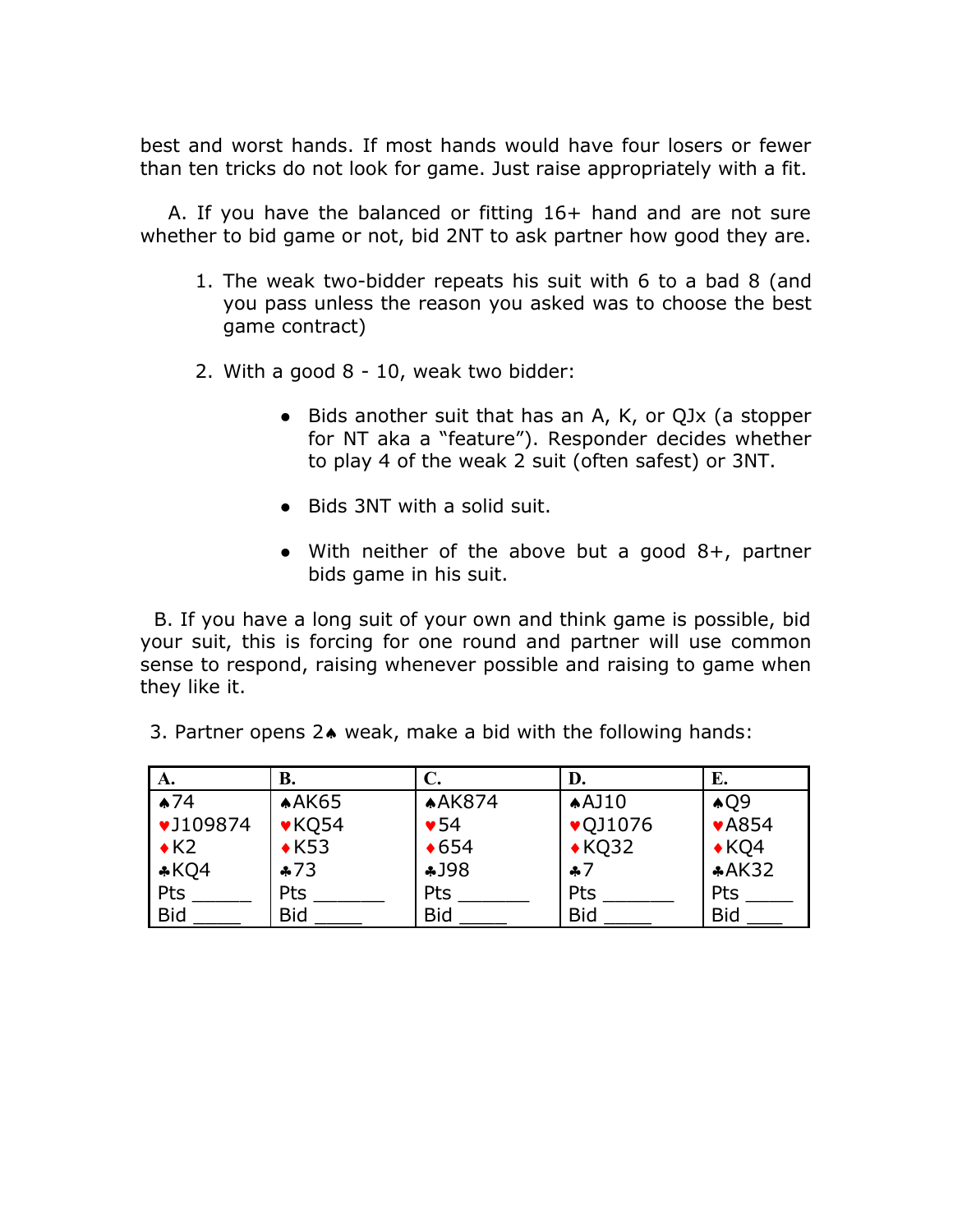best and worst hands. If most hands would have four losers or fewer than ten tricks do not look for game. Just raise appropriately with a fit.

A. If you have the balanced or fitting 16+ hand and are not sure whether to bid game or not, bid 2NT to ask partner how good they are.

1. The weak two-bidder repeats his suit with 6 to a bad 8 (and you pass unless the reason you asked was to choose the best game contract)

2. With a good 8 - 10, weak two bidder:

   - Bids another suit that has an A, K, or QJx (a stopper for NT aka a "feature"). Responder decides whether to play 4 of the weak 2 suit (often safest) or 3NT.

   - Bids 3NT with a solid suit.

   - With neither of the above but a good 8+, partner bids game in his suit.

B. If you have a long suit of your own and think game is possible, bid your suit, this is forcing for one round and partner will use common sense to respond, raising whenever possible and raising to game when they like it.

3. Partner opens 2♠ weak, make a bid with the following hands:

| A. | B. | C. | D. | E. |
|---|---|---|---|---|
| ♠74 | ♠AK65 | ♠AK874 | ♠AJ10 | ♠Q9 |
| ♥J109874 | ♥KQ54 | ♥54 | ♥QJ1076 | ♥A854 |
| ♦K2 | ♦K53 | ♦654 | ♦KQ32 | ♦KQ4 |
| ♣KQ4 | ♣73 | ♣J98 | ♣7 | ♣AK32 |
| Pts ______ | Pts _______ | Pts _______ | Pts _______ | Pts _____ |
| Bid _____ | Bid _____ | Bid _____ | Bid _____ | Bid ____ |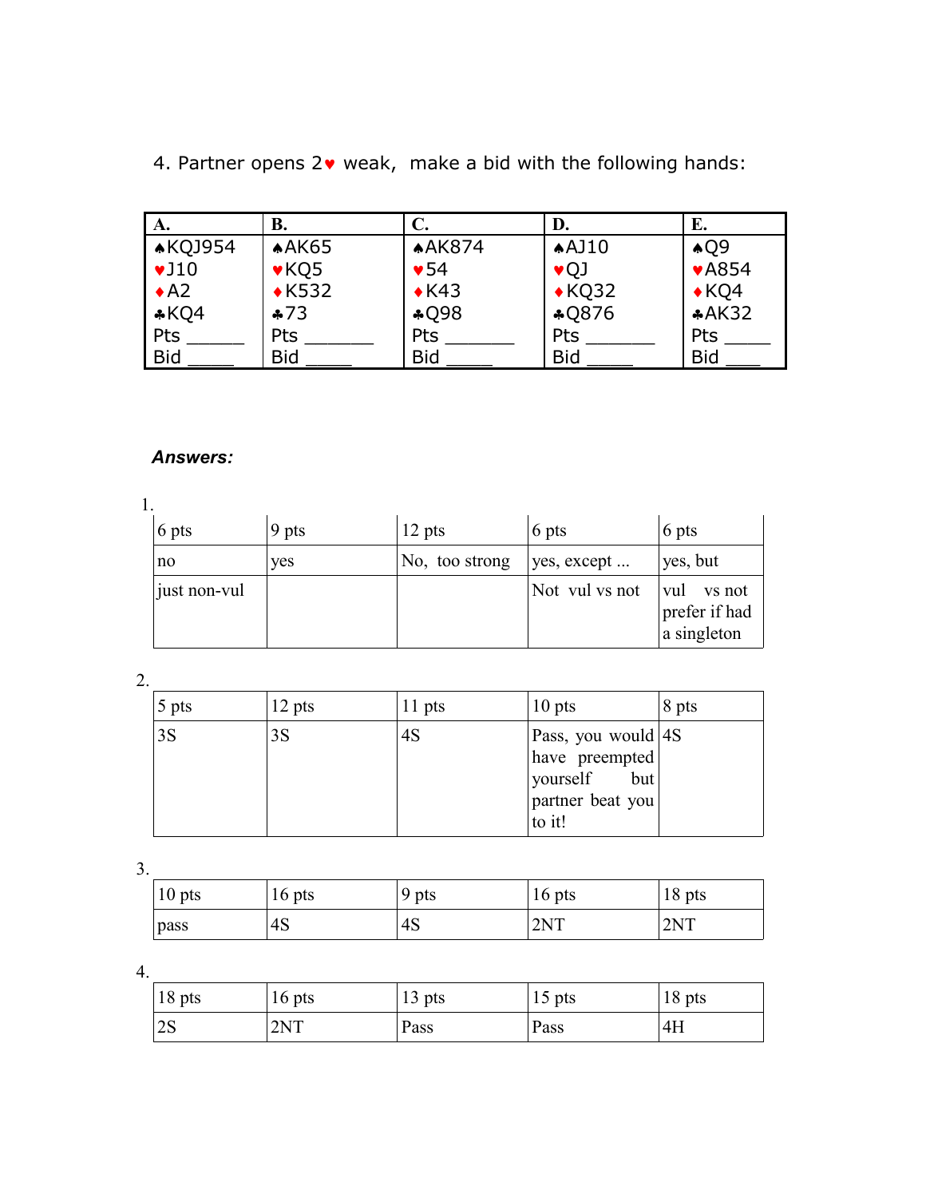4. Partner opens 2♥ weak,  make a bid with the following hands:

| A. | B. | C. | D. | E. |
|---|---|---|---|---|
| ♠KQJ954<br>♥J10<br>♦A2<br>♣KQ4<br>Pts ______<br>Bid _____ | ♠AK65<br>♥KQ5<br>♦K532<br>♣73<br>Pts _______<br>Bid _____ | ♠AK874<br>♥54<br>♦K43<br>♣Q98<br>Pts _______<br>Bid _____ | ♠AJ10<br>♥QJ<br>♦KQ32<br>♣Q876<br>Pts _______<br>Bid _____ | ♠Q9<br>♥A854<br>♦KQ4<br>♣AK32<br>Pts _____<br>Bid ____ |

***Answers:***

1.

| | | | | |
|---|---|---|---|---|
| 6 pts | 9 pts | 12 pts | 6 pts | 6 pts |
| no | yes | No,  too strong | yes, except ... | yes, but |
| just non-vul | | | Not  vul vs not | vul   vs not prefer if had a singleton |

2.

| | | | | |
|---|---|---|---|---|
| 5 pts | 12 pts | 11 pts | 10 pts | 8 pts |
| 3S | 3S | 4S | Pass, you would have preempted yourself but partner beat you to it! | 4S |

3.

| | | | | |
|---|---|---|---|---|
| 10 pts | 16 pts | 9 pts | 16 pts | 18 pts |
| pass | 4S | 4S | 2NT | 2NT |

4.

| | | | | |
|---|---|---|---|---|
| 18 pts | 16 pts | 13 pts | 15 pts | 18 pts |
| 2S | 2NT | Pass | Pass | 4H |